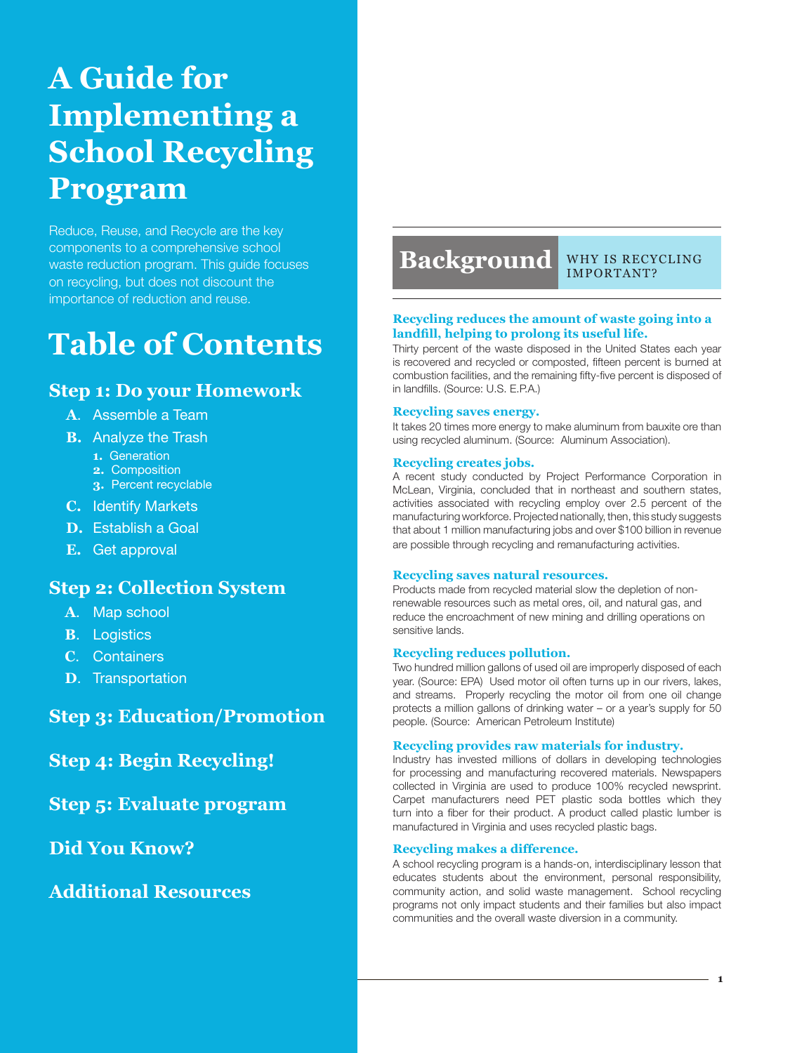# A Guide for Implementing a School Recycling Program

Reduce, Reuse, and Recycle are the key components to a comprehensive school waste reduction program. This guide focuses on recycling, but does not discount the importance of reduction and reuse.

## Table of Contents

### Step 1: Do your Homework

- **A.** Assemble a Team
- **B.** Analyze the Trash
  1. Generation
  2. Composition
  3. Percent recyclable
- **C.** Identify Markets
- **D.** Establish a Goal
- **E.** Get approval

### Step 2: Collection System

- **A.** Map school
- **B.** Logistics
- **C.** Containers
- **D.** Transportation

### Step 3: Education/Promotion

### Step 4: Begin Recycling!

### Step 5: Evaluate program

### Did You Know?

### Additional Resources

## Background — WHY IS RECYCLING IMPORTANT?

**Recycling reduces the amount of waste going into a landfill, helping to prolong its useful life.**

Thirty percent of the waste disposed in the United States each year is recovered and recycled or composted, fifteen percent is burned at combustion facilities, and the remaining fifty-five percent is disposed of in landfills. (Source: U.S. E.P.A.)

**Recycling saves energy.**

It takes 20 times more energy to make aluminum from bauxite ore than using recycled aluminum. (Source: Aluminum Association).

**Recycling creates jobs.**

A recent study conducted by Project Performance Corporation in McLean, Virginia, concluded that in northeast and southern states, activities associated with recycling employ over 2.5 percent of the manufacturing workforce. Projected nationally, then, this study suggests that about 1 million manufacturing jobs and over $100 billion in revenue are possible through recycling and remanufacturing activities.

**Recycling saves natural resources.**

Products made from recycled material slow the depletion of non-renewable resources such as metal ores, oil, and natural gas, and reduce the encroachment of new mining and drilling operations on sensitive lands.

**Recycling reduces pollution.**

Two hundred million gallons of used oil are improperly disposed of each year. (Source: EPA) Used motor oil often turns up in our rivers, lakes, and streams. Properly recycling the motor oil from one oil change protects a million gallons of drinking water – or a year's supply for 50 people. (Source: American Petroleum Institute)

**Recycling provides raw materials for industry.**

Industry has invested millions of dollars in developing technologies for processing and manufacturing recovered materials. Newspapers collected in Virginia are used to produce 100% recycled newsprint. Carpet manufacturers need PET plastic soda bottles which they turn into a fiber for their product. A product called plastic lumber is manufactured in Virginia and uses recycled plastic bags.

**Recycling makes a difference.**

A school recycling program is a hands-on, interdisciplinary lesson that educates students about the environment, personal responsibility, community action, and solid waste management. School recycling programs not only impact students and their families but also impact communities and the overall waste diversion in a community.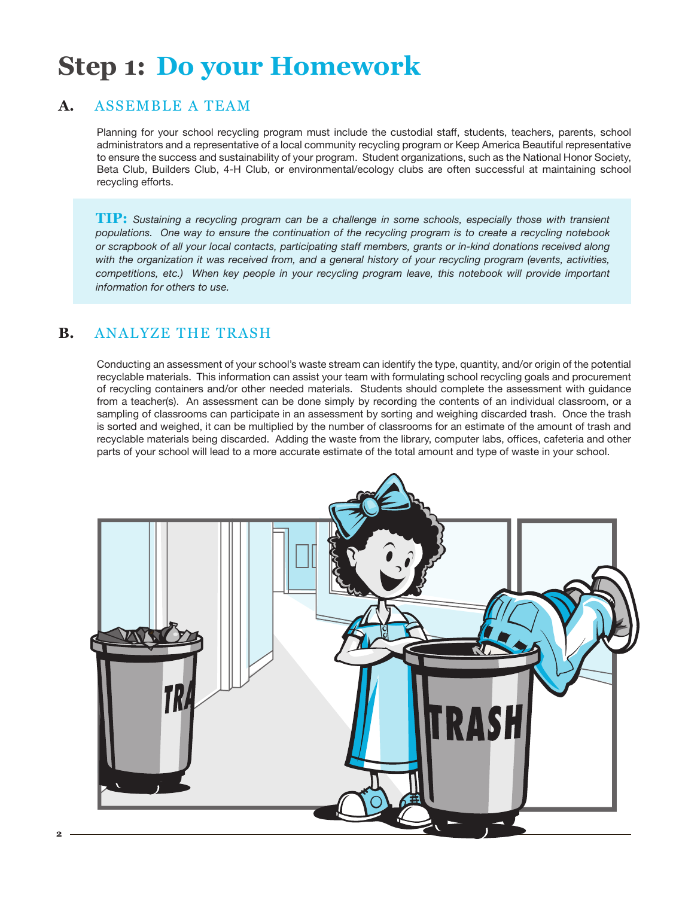# Step 1: Do your Homework

## A. ASSEMBLE A TEAM

Planning for your school recycling program must include the custodial staff, students, teachers, parents, school administrators and a representative of a local community recycling program or Keep America Beautiful representative to ensure the success and sustainability of your program. Student organizations, such as the National Honor Society, Beta Club, Builders Club, 4-H Club, or environmental/ecology clubs are often successful at maintaining school recycling efforts.

**TIP:** *Sustaining a recycling program can be a challenge in some schools, especially those with transient populations. One way to ensure the continuation of the recycling program is to create a recycling notebook or scrapbook of all your local contacts, participating staff members, grants or in-kind donations received along with the organization it was received from, and a general history of your recycling program (events, activities, competitions, etc.) When key people in your recycling program leave, this notebook will provide important information for others to use.*

## B. ANALYZE THE TRASH

Conducting an assessment of your school's waste stream can identify the type, quantity, and/or origin of the potential recyclable materials. This information can assist your team with formulating school recycling goals and procurement of recycling containers and/or other needed materials. Students should complete the assessment with guidance from a teacher(s). An assessment can be done simply by recording the contents of an individual classroom, or a sampling of classrooms can participate in an assessment by sorting and weighing discarded trash. Once the trash is sorted and weighed, it can be multiplied by the number of classrooms for an estimate of the amount of trash and recyclable materials being discarded. Adding the waste from the library, computer labs, offices, cafeteria and other parts of your school will lead to a more accurate estimate of the total amount and type of waste in your school.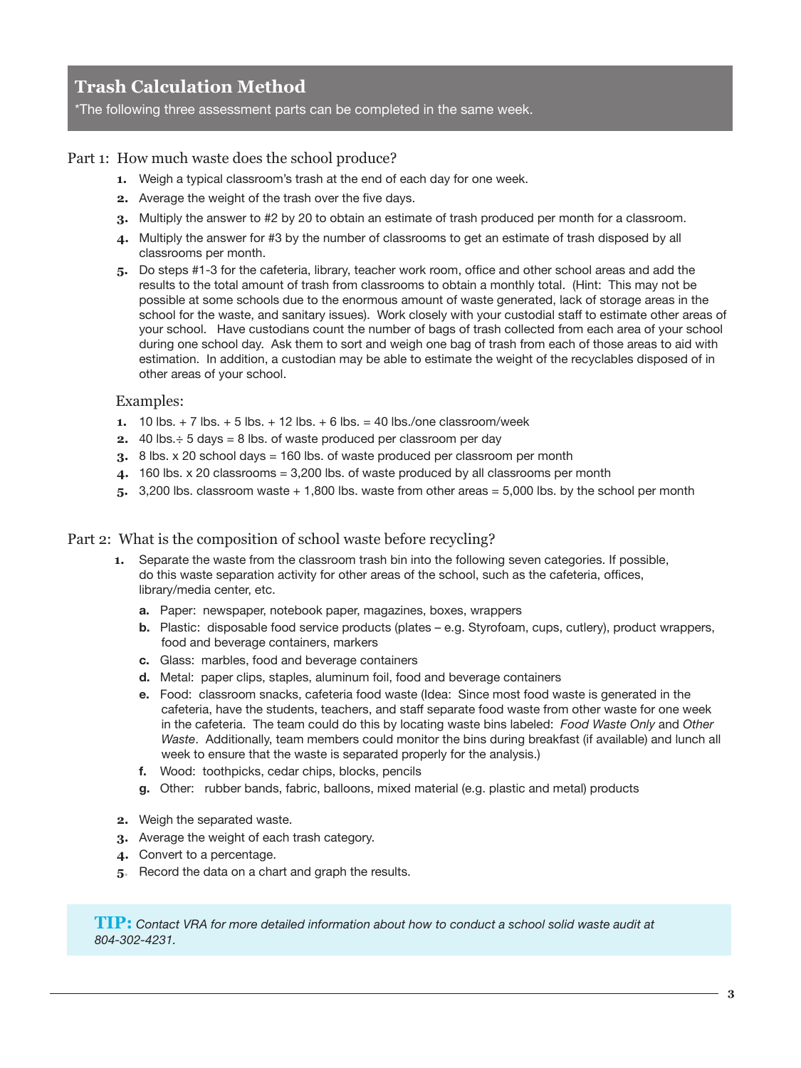## Trash Calculation Method

*The following three assessment parts can be completed in the same week.

### Part 1: How much waste does the school produce?

1. Weigh a typical classroom's trash at the end of each day for one week.
2. Average the weight of the trash over the five days.
3. Multiply the answer to #2 by 20 to obtain an estimate of trash produced per month for a classroom.
4. Multiply the answer for #3 by the number of classrooms to get an estimate of trash disposed by all classrooms per month.
5. Do steps #1-3 for the cafeteria, library, teacher work room, office and other school areas and add the results to the total amount of trash from classrooms to obtain a monthly total. (Hint: This may not be possible at some schools due to the enormous amount of waste generated, lack of storage areas in the school for the waste, and sanitary issues). Work closely with your custodial staff to estimate other areas of your school. Have custodians count the number of bags of trash collected from each area of your school during one school day. Ask them to sort and weigh one bag of trash from each of those areas to aid with estimation. In addition, a custodian may be able to estimate the weight of the recyclables disposed of in other areas of your school.

#### Examples:

1. 10 lbs. + 7 lbs. + 5 lbs. + 12 lbs. + 6 lbs. = 40 lbs./one classroom/week
2. 40 lbs.÷ 5 days = 8 lbs. of waste produced per classroom per day
3. 8 lbs. x 20 school days = 160 lbs. of waste produced per classroom per month
4. 160 lbs. x 20 classrooms = 3,200 lbs. of waste produced by all classrooms per month
5. 3,200 lbs. classroom waste + 1,800 lbs. waste from other areas = 5,000 lbs. by the school per month

### Part 2: What is the composition of school waste before recycling?

1. Separate the waste from the classroom trash bin into the following seven categories. If possible, do this waste separation activity for other areas of the school, such as the cafeteria, offices, library/media center, etc.
   a. Paper: newspaper, notebook paper, magazines, boxes, wrappers
   b. Plastic: disposable food service products (plates – e.g. Styrofoam, cups, cutlery), product wrappers, food and beverage containers, markers
   c. Glass: marbles, food and beverage containers
   d. Metal: paper clips, staples, aluminum foil, food and beverage containers
   e. Food: classroom snacks, cafeteria food waste (Idea: Since most food waste is generated in the cafeteria, have the students, teachers, and staff separate food waste from other waste for one week in the cafeteria. The team could do this by locating waste bins labeled: *Food Waste Only* and *Other Waste*. Additionally, team members could monitor the bins during breakfast (if available) and lunch all week to ensure that the waste is separated properly for the analysis.)
   f. Wood: toothpicks, cedar chips, blocks, pencils
   g. Other: rubber bands, fabric, balloons, mixed material (e.g. plastic and metal) products
2. Weigh the separated waste.
3. Average the weight of each trash category.
4. Convert to a percentage.
5. Record the data on a chart and graph the results.

**TIP:** *Contact VRA for more detailed information about how to conduct a school solid waste audit at 804-302-4231.*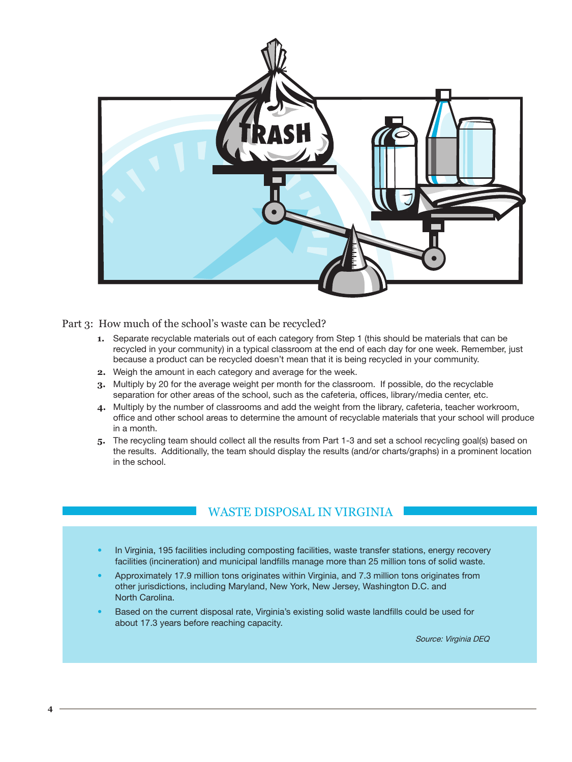## Part 3: How much of the school's waste can be recycled?

1. Separate recyclable materials out of each category from Step 1 (this should be materials that can be recycled in your community) in a typical classroom at the end of each day for one week. Remember, just because a product can be recycled doesn't mean that it is being recycled in your community.
2. Weigh the amount in each category and average for the week.
3. Multiply by 20 for the average weight per month for the classroom. If possible, do the recyclable separation for other areas of the school, such as the cafeteria, offices, library/media center, etc.
4. Multiply by the number of classrooms and add the weight from the library, cafeteria, teacher workroom, office and other school areas to determine the amount of recyclable materials that your school will produce in a month.
5. The recycling team should collect all the results from Part 1-3 and set a school recycling goal(s) based on the results. Additionally, the team should display the results (and/or charts/graphs) in a prominent location in the school.

## WASTE DISPOSAL IN VIRGINIA

- In Virginia, 195 facilities including composting facilities, waste transfer stations, energy recovery facilities (incineration) and municipal landfills manage more than 25 million tons of solid waste.
- Approximately 17.9 million tons originates within Virginia, and 7.3 million tons originates from other jurisdictions, including Maryland, New York, New Jersey, Washington D.C. and North Carolina.
- Based on the current disposal rate, Virginia's existing solid waste landfills could be used for about 17.3 years before reaching capacity.

*Source: Virginia DEQ*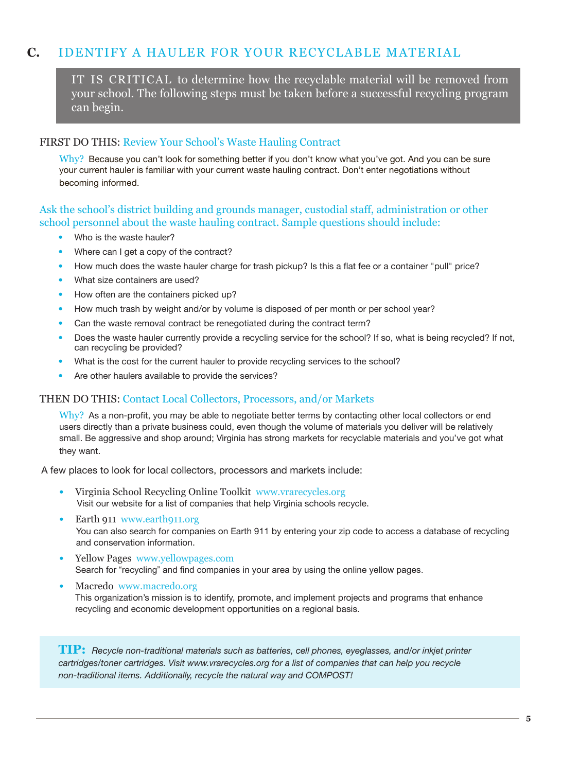## C. IDENTIFY A HAULER FOR YOUR RECYCLABLE MATERIAL

> IT IS CRITICAL to determine how the recyclable material will be removed from your school. The following steps must be taken before a successful recycling program can begin.

### FIRST DO THIS: Review Your School's Waste Hauling Contract

Why? Because you can't look for something better if you don't know what you've got. And you can be sure your current hauler is familiar with your current waste hauling contract. Don't enter negotiations without becoming informed.

**Ask the school's district building and grounds manager, custodial staff, administration or other school personnel about the waste hauling contract. Sample questions should include:**

- Who is the waste hauler?
- Where can I get a copy of the contract?
- How much does the waste hauler charge for trash pickup? Is this a flat fee or a container "pull" price?
- What size containers are used?
- How often are the containers picked up?
- How much trash by weight and/or by volume is disposed of per month or per school year?
- Can the waste removal contract be renegotiated during the contract term?
- Does the waste hauler currently provide a recycling service for the school? If so, what is being recycled? If not, can recycling be provided?
- What is the cost for the current hauler to provide recycling services to the school?
- Are other haulers available to provide the services?

### THEN DO THIS: Contact Local Collectors, Processors, and/or Markets

Why? As a non-profit, you may be able to negotiate better terms by contacting other local collectors or end users directly than a private business could, even though the volume of materials you deliver will be relatively small. Be aggressive and shop around; Virginia has strong markets for recyclable materials and you've got what they want.

A few places to look for local collectors, processors and markets include:

- Virginia School Recycling Online Toolkit www.vrarecycles.org
  Visit our website for a list of companies that help Virginia schools recycle.
- Earth 911 www.earth911.org
  You can also search for companies on Earth 911 by entering your zip code to access a database of recycling and conservation information.
- Yellow Pages www.yellowpages.com
  Search for "recycling" and find companies in your area by using the online yellow pages.
- Macredo www.macredo.org
  This organization's mission is to identify, promote, and implement projects and programs that enhance recycling and economic development opportunities on a regional basis.

> **TIP:** *Recycle non-traditional materials such as batteries, cell phones, eyeglasses, and/or inkjet printer cartridges/toner cartridges. Visit www.vrarecycles.org for a list of companies that can help you recycle non-traditional items. Additionally, recycle the natural way and COMPOST!*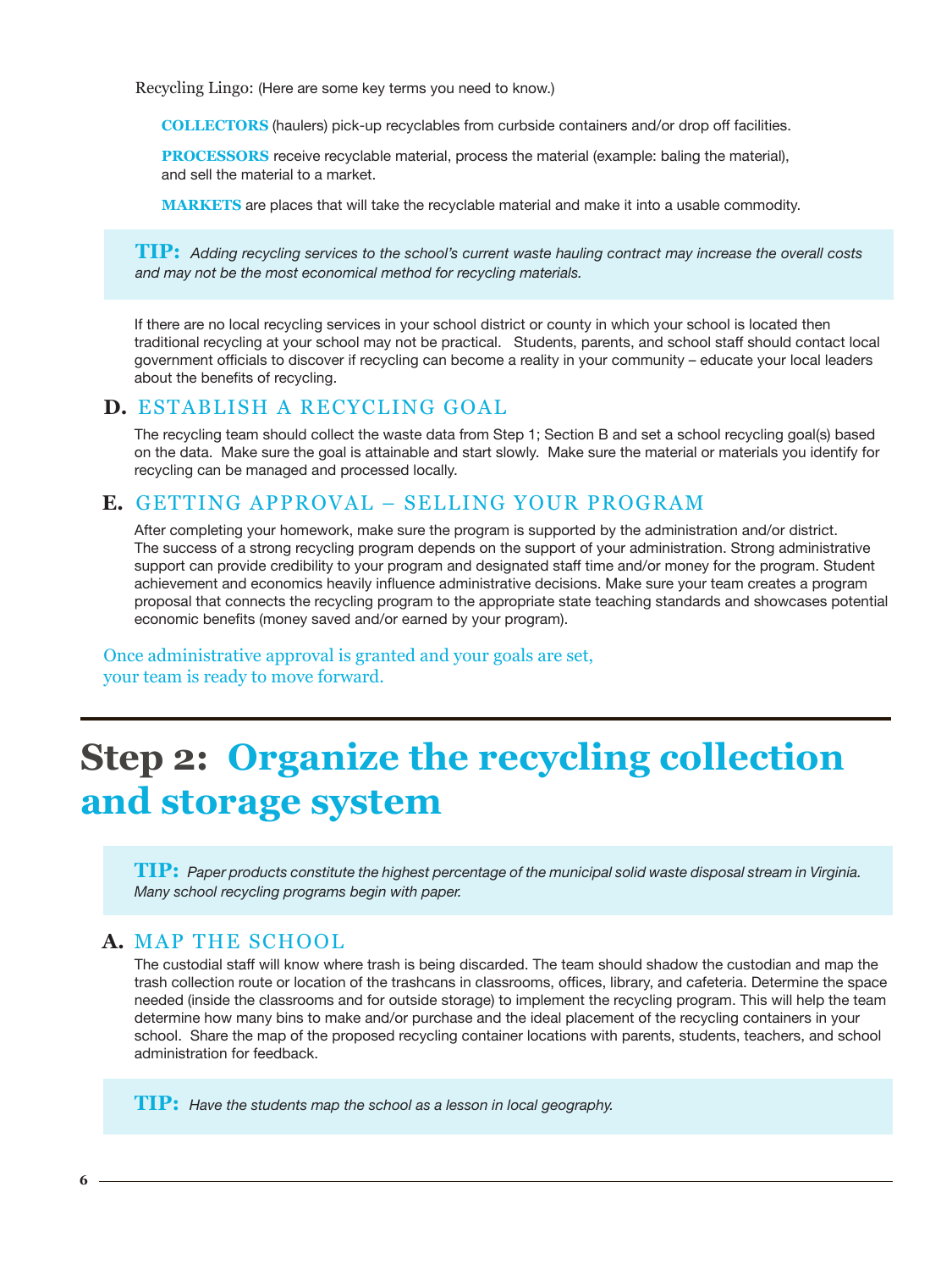Recycling Lingo: (Here are some key terms you need to know.)

**COLLECTORS** (haulers) pick-up recyclables from curbside containers and/or drop off facilities.

**PROCESSORS** receive recyclable material, process the material (example: baling the material), and sell the material to a market.

**MARKETS** are places that will take the recyclable material and make it into a usable commodity.

> **TIP:** *Adding recycling services to the school's current waste hauling contract may increase the overall costs and may not be the most economical method for recycling materials.*

If there are no local recycling services in your school district or county in which your school is located then traditional recycling at your school may not be practical. Students, parents, and school staff should contact local government officials to discover if recycling can become a reality in your community – educate your local leaders about the benefits of recycling.

### D. ESTABLISH A RECYCLING GOAL

The recycling team should collect the waste data from Step 1; Section B and set a school recycling goal(s) based on the data. Make sure the goal is attainable and start slowly. Make sure the material or materials you identify for recycling can be managed and processed locally.

### E. GETTING APPROVAL – SELLING YOUR PROGRAM

After completing your homework, make sure the program is supported by the administration and/or district. The success of a strong recycling program depends on the support of your administration. Strong administrative support can provide credibility to your program and designated staff time and/or money for the program. Student achievement and economics heavily influence administrative decisions. Make sure your team creates a program proposal that connects the recycling program to the appropriate state teaching standards and showcases potential economic benefits (money saved and/or earned by your program).

Once administrative approval is granted and your goals are set, your team is ready to move forward.

## Step 2: Organize the recycling collection and storage system

> **TIP:** *Paper products constitute the highest percentage of the municipal solid waste disposal stream in Virginia. Many school recycling programs begin with paper.*

### A. MAP THE SCHOOL

The custodial staff will know where trash is being discarded. The team should shadow the custodian and map the trash collection route or location of the trashcans in classrooms, offices, library, and cafeteria. Determine the space needed (inside the classrooms and for outside storage) to implement the recycling program. This will help the team determine how many bins to make and/or purchase and the ideal placement of the recycling containers in your school. Share the map of the proposed recycling container locations with parents, students, teachers, and school administration for feedback.

> **TIP:** *Have the students map the school as a lesson in local geography.*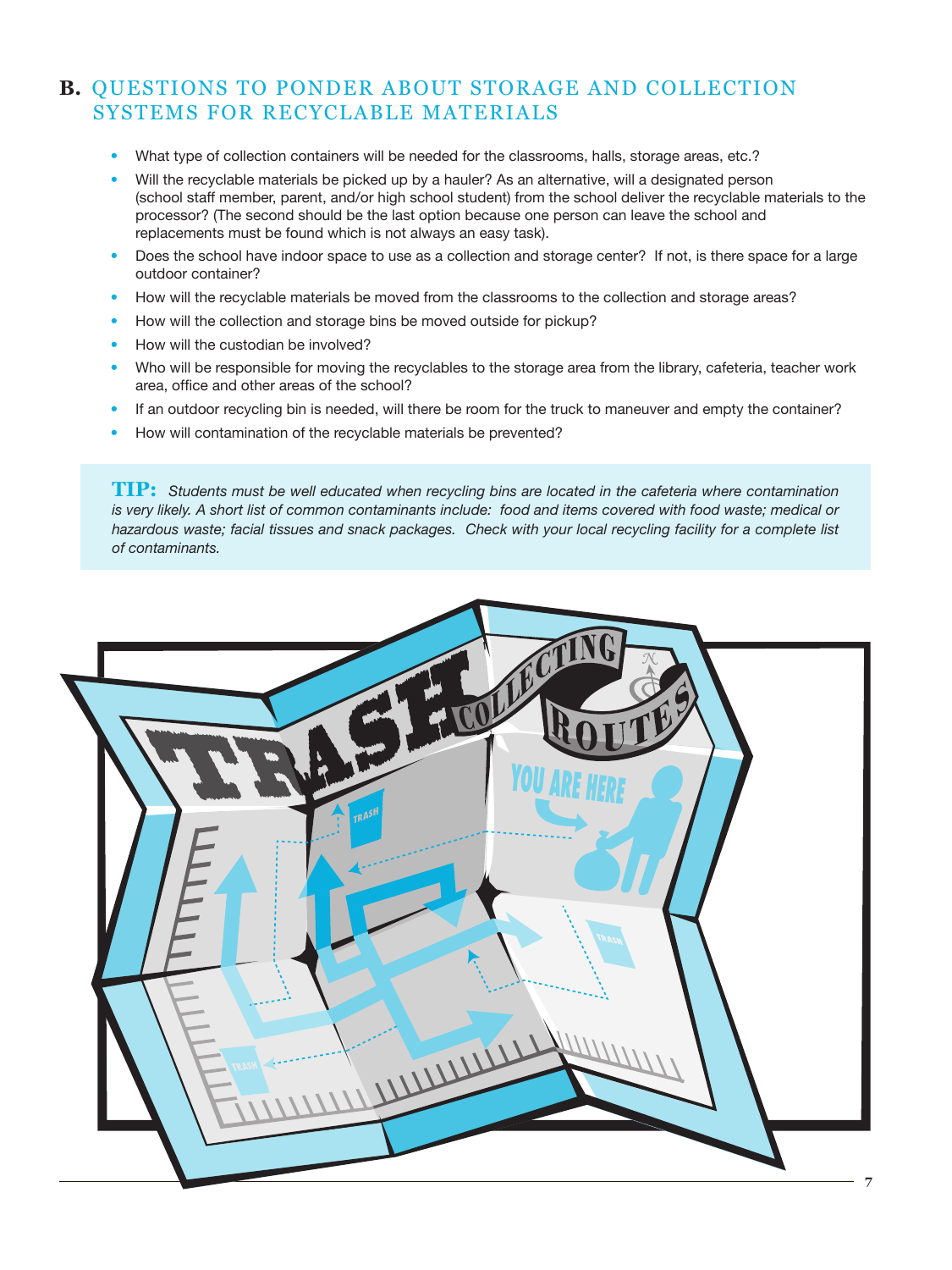## B. QUESTIONS TO PONDER ABOUT STORAGE AND COLLECTION SYSTEMS FOR RECYCLABLE MATERIALS

- What type of collection containers will be needed for the classrooms, halls, storage areas, etc.?
- Will the recyclable materials be picked up by a hauler? As an alternative, will a designated person (school staff member, parent, and/or high school student) from the school deliver the recyclable materials to the processor? (The second should be the last option because one person can leave the school and replacements must be found which is not always an easy task).
- Does the school have indoor space to use as a collection and storage center? If not, is there space for a large outdoor container?
- How will the recyclable materials be moved from the classrooms to the collection and storage areas?
- How will the collection and storage bins be moved outside for pickup?
- How will the custodian be involved?
- Who will be responsible for moving the recyclables to the storage area from the library, cafeteria, teacher work area, office and other areas of the school?
- If an outdoor recycling bin is needed, will there be room for the truck to maneuver and empty the container?
- How will contamination of the recyclable materials be prevented?

**TIP:** *Students must be well educated when recycling bins are located in the cafeteria where contamination is very likely. A short list of common contaminants include: food and items covered with food waste; medical or hazardous waste; facial tissues and snack packages. Check with your local recycling facility for a complete list of contaminants.*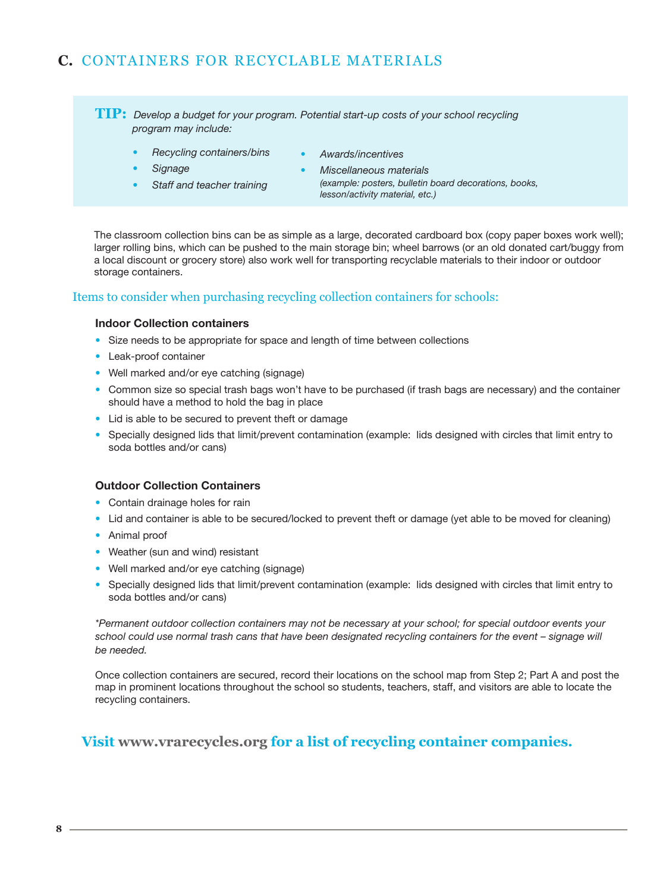## C. CONTAINERS FOR RECYCLABLE MATERIALS

**TIP:** *Develop a budget for your program. Potential start-up costs of your school recycling program may include:*

- *Recycling containers/bins*
- *Signage*
- *Staff and teacher training*
- *Awards/incentives*
- *Miscellaneous materials*
  *(example: posters, bulletin board decorations, books, lesson/activity material, etc.)*

The classroom collection bins can be as simple as a large, decorated cardboard box (copy paper boxes work well); larger rolling bins, which can be pushed to the main storage bin; wheel barrows (or an old donated cart/buggy from a local discount or grocery store) also work well for transporting recyclable materials to their indoor or outdoor storage containers.

### Items to consider when purchasing recycling collection containers for schools:

**Indoor Collection containers**

- Size needs to be appropriate for space and length of time between collections
- Leak-proof container
- Well marked and/or eye catching (signage)
- Common size so special trash bags won't have to be purchased (if trash bags are necessary) and the container should have a method to hold the bag in place
- Lid is able to be secured to prevent theft or damage
- Specially designed lids that limit/prevent contamination (example: lids designed with circles that limit entry to soda bottles and/or cans)

**Outdoor Collection Containers**

- Contain drainage holes for rain
- Lid and container is able to be secured/locked to prevent theft or damage (yet able to be moved for cleaning)
- Animal proof
- Weather (sun and wind) resistant
- Well marked and/or eye catching (signage)
- Specially designed lids that limit/prevent contamination (example: lids designed with circles that limit entry to soda bottles and/or cans)

*\*Permanent outdoor collection containers may not be necessary at your school; for special outdoor events your school could use normal trash cans that have been designated recycling containers for the event – signage will be needed.*

Once collection containers are secured, record their locations on the school map from Step 2; Part A and post the map in prominent locations throughout the school so students, teachers, staff, and visitors are able to locate the recycling containers.

**Visit www.vrarecycles.org for a list of recycling container companies.**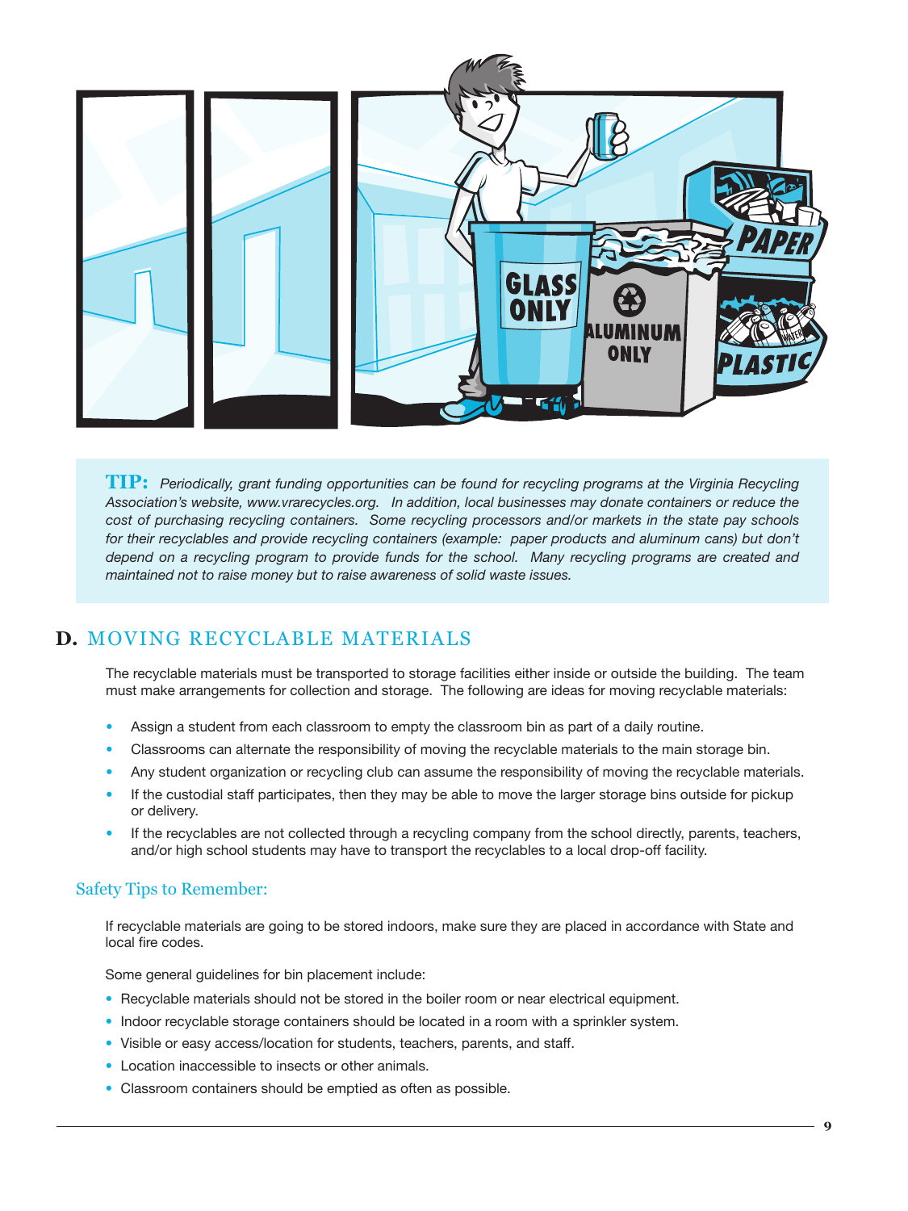**TIP:** *Periodically, grant funding opportunities can be found for recycling programs at the Virginia Recycling Association's website, www.vrarecycles.org. In addition, local businesses may donate containers or reduce the cost of purchasing recycling containers. Some recycling processors and/or markets in the state pay schools for their recyclables and provide recycling containers (example: paper products and aluminum cans) but don't depend on a recycling program to provide funds for the school. Many recycling programs are created and maintained not to raise money but to raise awareness of solid waste issues.*

## D. MOVING RECYCLABLE MATERIALS

The recyclable materials must be transported to storage facilities either inside or outside the building. The team must make arrangements for collection and storage. The following are ideas for moving recyclable materials:

- Assign a student from each classroom to empty the classroom bin as part of a daily routine.
- Classrooms can alternate the responsibility of moving the recyclable materials to the main storage bin.
- Any student organization or recycling club can assume the responsibility of moving the recyclable materials.
- If the custodial staff participates, then they may be able to move the larger storage bins outside for pickup or delivery.
- If the recyclables are not collected through a recycling company from the school directly, parents, teachers, and/or high school students may have to transport the recyclables to a local drop-off facility.

### Safety Tips to Remember:

If recyclable materials are going to be stored indoors, make sure they are placed in accordance with State and local fire codes.

Some general guidelines for bin placement include:

- Recyclable materials should not be stored in the boiler room or near electrical equipment.
- Indoor recyclable storage containers should be located in a room with a sprinkler system.
- Visible or easy access/location for students, teachers, parents, and staff.
- Location inaccessible to insects or other animals.
- Classroom containers should be emptied as often as possible.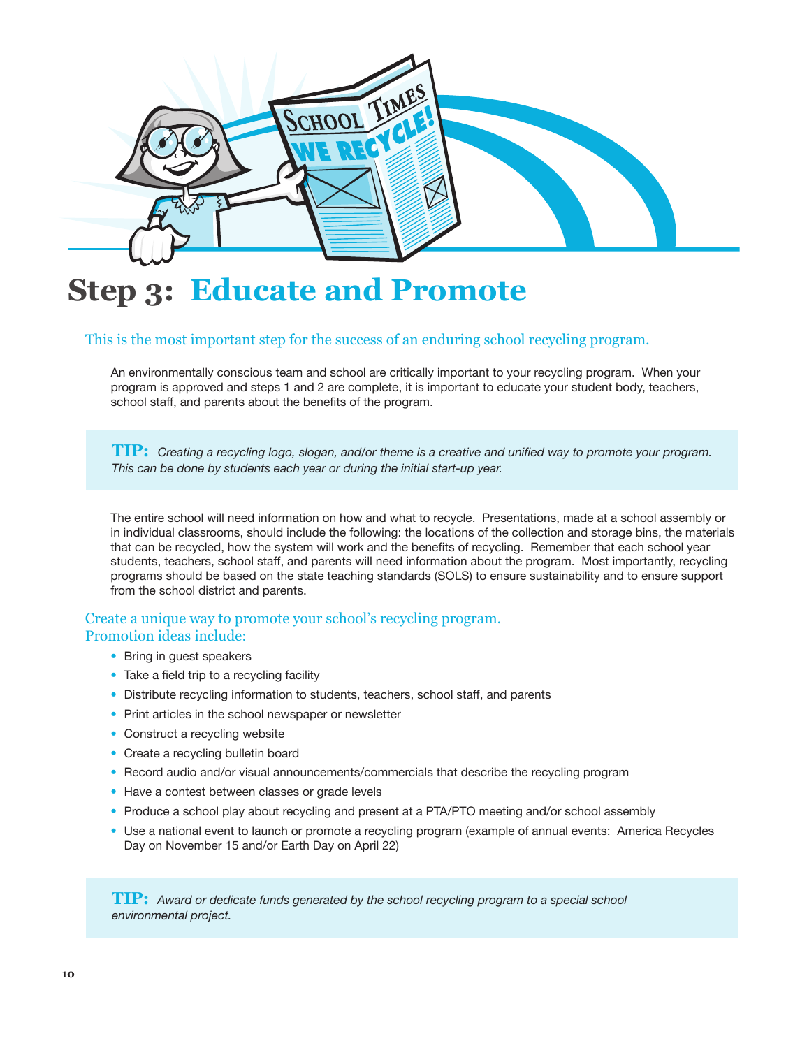# Step 3: Educate and Promote

This is the most important step for the success of an enduring school recycling program.

An environmentally conscious team and school are critically important to your recycling program. When your program is approved and steps 1 and 2 are complete, it is important to educate your student body, teachers, school staff, and parents about the benefits of the program.

> **TIP:** *Creating a recycling logo, slogan, and/or theme is a creative and unified way to promote your program. This can be done by students each year or during the initial start-up year.*

The entire school will need information on how and what to recycle. Presentations, made at a school assembly or in individual classrooms, should include the following: the locations of the collection and storage bins, the materials that can be recycled, how the system will work and the benefits of recycling. Remember that each school year students, teachers, school staff, and parents will need information about the program. Most importantly, recycling programs should be based on the state teaching standards (SOLS) to ensure sustainability and to ensure support from the school district and parents.

Create a unique way to promote your school's recycling program.
Promotion ideas include:

- Bring in guest speakers
- Take a field trip to a recycling facility
- Distribute recycling information to students, teachers, school staff, and parents
- Print articles in the school newspaper or newsletter
- Construct a recycling website
- Create a recycling bulletin board
- Record audio and/or visual announcements/commercials that describe the recycling program
- Have a contest between classes or grade levels
- Produce a school play about recycling and present at a PTA/PTO meeting and/or school assembly
- Use a national event to launch or promote a recycling program (example of annual events: America Recycles Day on November 15 and/or Earth Day on April 22)

> **TIP:** *Award or dedicate funds generated by the school recycling program to a special school environmental project.*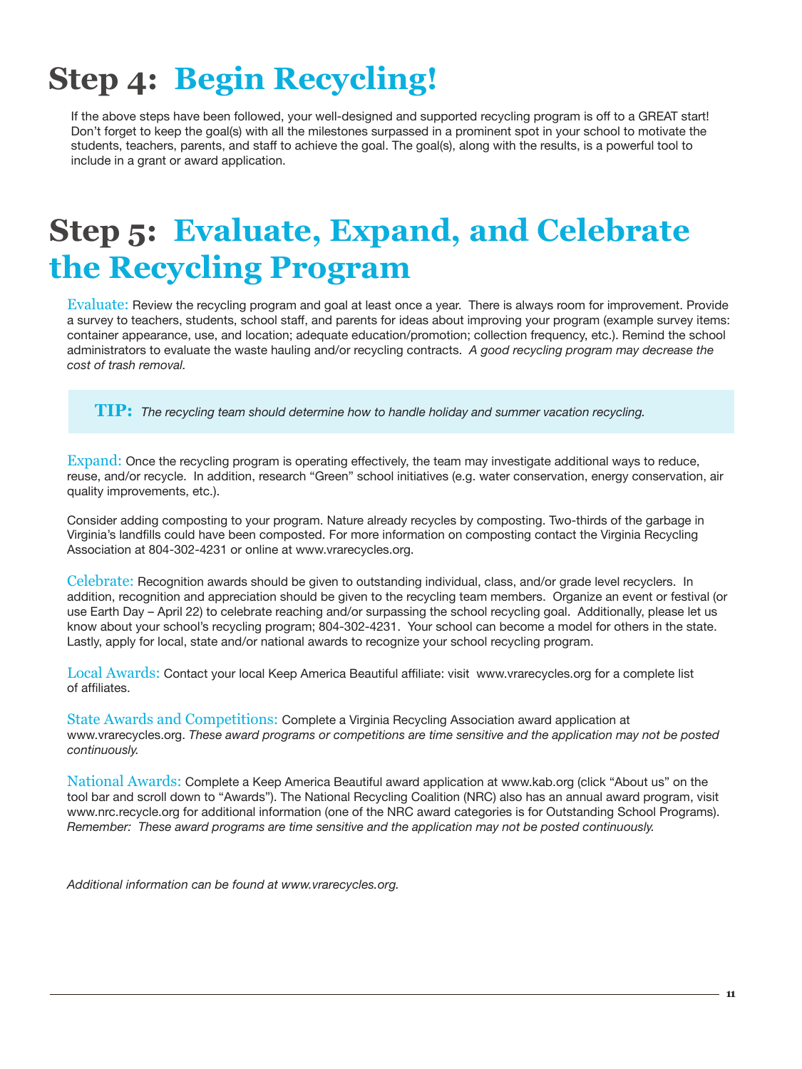# Step 4: Begin Recycling!

If the above steps have been followed, your well-designed and supported recycling program is off to a GREAT start! Don't forget to keep the goal(s) with all the milestones surpassed in a prominent spot in your school to motivate the students, teachers, parents, and staff to achieve the goal. The goal(s), along with the results, is a powerful tool to include in a grant or award application.

# Step 5: Evaluate, Expand, and Celebrate the Recycling Program

**Evaluate:** Review the recycling program and goal at least once a year. There is always room for improvement. Provide a survey to teachers, students, school staff, and parents for ideas about improving your program (example survey items: container appearance, use, and location; adequate education/promotion; collection frequency, etc.). Remind the school administrators to evaluate the waste hauling and/or recycling contracts. *A good recycling program may decrease the cost of trash removal.*

> **TIP:** *The recycling team should determine how to handle holiday and summer vacation recycling.*

**Expand:** Once the recycling program is operating effectively, the team may investigate additional ways to reduce, reuse, and/or recycle. In addition, research "Green" school initiatives (e.g. water conservation, energy conservation, air quality improvements, etc.).

Consider adding composting to your program. Nature already recycles by composting. Two-thirds of the garbage in Virginia's landfills could have been composted. For more information on composting contact the Virginia Recycling Association at 804-302-4231 or online at www.vrarecycles.org.

**Celebrate:** Recognition awards should be given to outstanding individual, class, and/or grade level recyclers. In addition, recognition and appreciation should be given to the recycling team members. Organize an event or festival (or use Earth Day – April 22) to celebrate reaching and/or surpassing the school recycling goal. Additionally, please let us know about your school's recycling program; 804-302-4231. Your school can become a model for others in the state. Lastly, apply for local, state and/or national awards to recognize your school recycling program.

**Local Awards:** Contact your local Keep America Beautiful affiliate: visit www.vrarecycles.org for a complete list of affiliates.

**State Awards and Competitions:** Complete a Virginia Recycling Association award application at www.vrarecycles.org. *These award programs or competitions are time sensitive and the application may not be posted continuously.*

**National Awards:** Complete a Keep America Beautiful award application at www.kab.org (click "About us" on the tool bar and scroll down to "Awards"). The National Recycling Coalition (NRC) also has an annual award program, visit www.nrc.recycle.org for additional information (one of the NRC award categories is for Outstanding School Programs). *Remember: These award programs are time sensitive and the application may not be posted continuously.*

*Additional information can be found at www.vrarecycles.org.*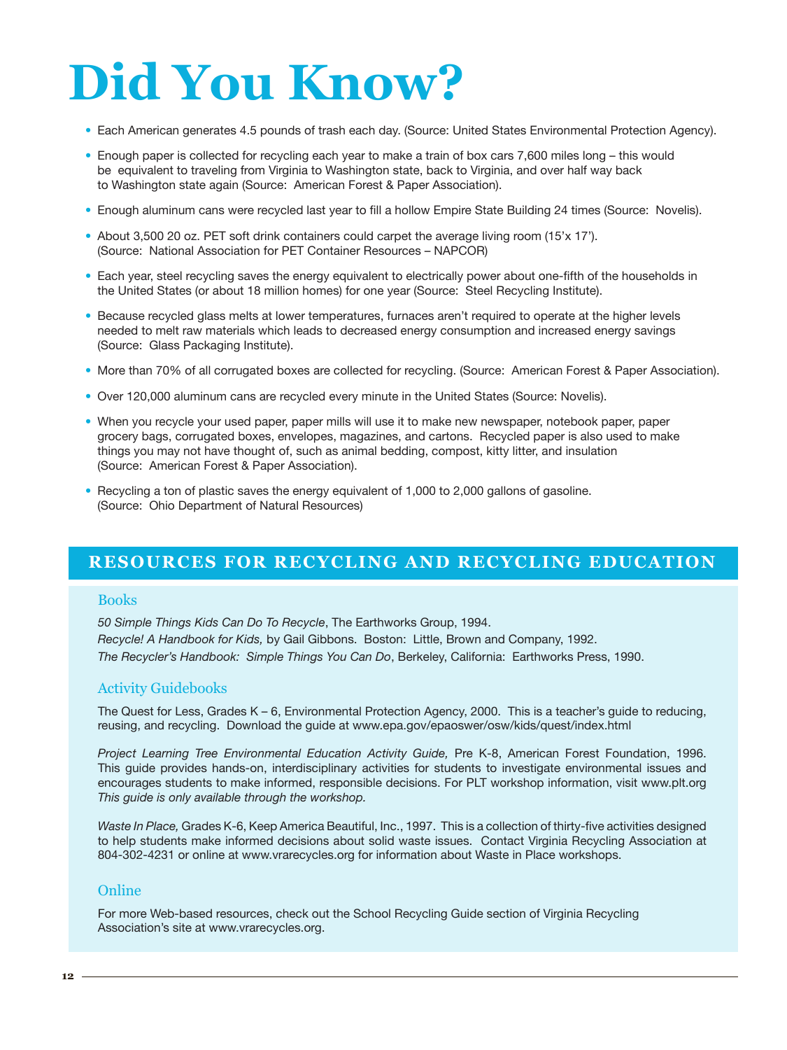# Did You Know?

- Each American generates 4.5 pounds of trash each day. (Source: United States Environmental Protection Agency).
- Enough paper is collected for recycling each year to make a train of box cars 7,600 miles long – this would be equivalent to traveling from Virginia to Washington state, back to Virginia, and over half way back to Washington state again (Source: American Forest & Paper Association).
- Enough aluminum cans were recycled last year to fill a hollow Empire State Building 24 times (Source: Novelis).
- About 3,500 20 oz. PET soft drink containers could carpet the average living room (15'x 17'). (Source: National Association for PET Container Resources – NAPCOR)
- Each year, steel recycling saves the energy equivalent to electrically power about one-fifth of the households in the United States (or about 18 million homes) for one year (Source: Steel Recycling Institute).
- Because recycled glass melts at lower temperatures, furnaces aren't required to operate at the higher levels needed to melt raw materials which leads to decreased energy consumption and increased energy savings (Source: Glass Packaging Institute).
- More than 70% of all corrugated boxes are collected for recycling. (Source: American Forest & Paper Association).
- Over 120,000 aluminum cans are recycled every minute in the United States (Source: Novelis).
- When you recycle your used paper, paper mills will use it to make new newspaper, notebook paper, paper grocery bags, corrugated boxes, envelopes, magazines, and cartons. Recycled paper is also used to make things you may not have thought of, such as animal bedding, compost, kitty litter, and insulation (Source: American Forest & Paper Association).
- Recycling a ton of plastic saves the energy equivalent of 1,000 to 2,000 gallons of gasoline. (Source: Ohio Department of Natural Resources)

## RESOURCES FOR RECYCLING AND RECYCLING EDUCATION

### Books

*50 Simple Things Kids Can Do To Recycle*, The Earthworks Group, 1994.
*Recycle! A Handbook for Kids,* by Gail Gibbons. Boston: Little, Brown and Company, 1992.
*The Recycler's Handbook: Simple Things You Can Do*, Berkeley, California: Earthworks Press, 1990.

### Activity Guidebooks

The Quest for Less, Grades K – 6, Environmental Protection Agency, 2000. This is a teacher's guide to reducing, reusing, and recycling. Download the guide at www.epa.gov/epaoswer/osw/kids/quest/index.html

*Project Learning Tree Environmental Education Activity Guide,* Pre K-8, American Forest Foundation, 1996. This guide provides hands-on, interdisciplinary activities for students to investigate environmental issues and encourages students to make informed, responsible decisions. For PLT workshop information, visit www.plt.org *This guide is only available through the workshop.*

*Waste In Place,* Grades K-6, Keep America Beautiful, Inc., 1997. This is a collection of thirty-five activities designed to help students make informed decisions about solid waste issues. Contact Virginia Recycling Association at 804-302-4231 or online at www.vrarecycles.org for information about Waste in Place workshops.

### Online

For more Web-based resources, check out the School Recycling Guide section of Virginia Recycling Association's site at www.vrarecycles.org.